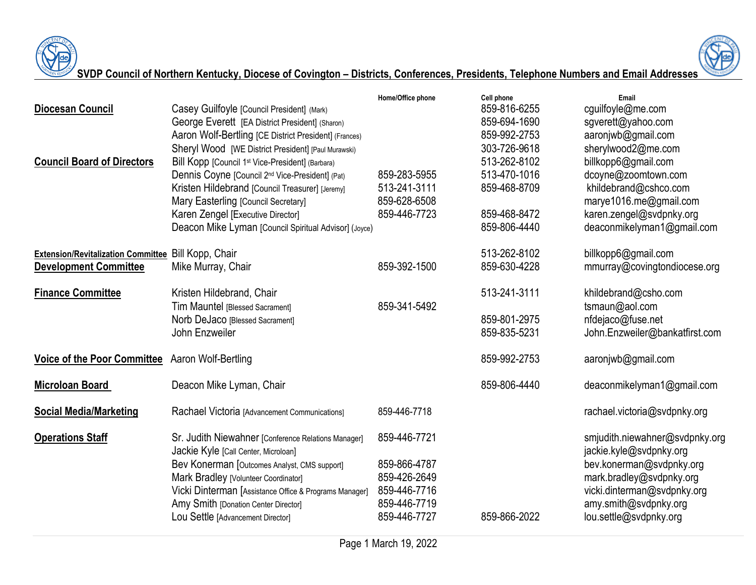# SVDP Council of Northern Kentucky, Diocese of Covington – Districts, Conferences, Presidents, Telephone Numbers and Email Addresses

| | | Home/Office phone | Cell phone | Email |
|---|---|---|---|---|
| **Diocesan Council** | Casey Guilfoyle [Council President] (Mark) | | 859-816-6255 | cguilfoyle@me.com |
| | George Everett [EA District President] (Sharon) | | 859-694-1690 | sgverett@yahoo.com |
| | Aaron Wolf-Bertling [CE District President] (Frances) | | 859-992-2753 | aaronjwb@gmail.com |
| | Sheryl Wood [WE District President] [Paul Murawski] | | 303-726-9618 | sherylwood2@me.com |
| **Council Board of Directors** | Bill Kopp [Council 1st Vice-President] (Barbara) | | 513-262-8102 | billkopp6@gmail.com |
| | Dennis Coyne [Council 2nd Vice-President] (Pat) | 859-283-5955 | 513-470-1016 | dcoyne@zoomtown.com |
| | Kristen Hildebrand [Council Treasurer] [Jeremy] | 513-241-3111 | 859-468-8709 | khildebrand@cshco.com |
| | Mary Easterling [Council Secretary] | 859-628-6508 | | marye1016.me@gmail.com |
| | Karen Zengel [Executive Director] | 859-446-7723 | 859-468-8472 | karen.zengel@svdpnky.org |
| | Deacon Mike Lyman [Council Spiritual Advisor] (Joyce) | | 859-806-4440 | deaconmikelyman1@gmail.com |
| **Extension/Revitalization Committee** | Bill Kopp, Chair | | 513-262-8102 | billkopp6@gmail.com |
| **Development Committee** | Mike Murray, Chair | 859-392-1500 | 859-630-4228 | mmurray@covingtondiocese.org |
| **Finance Committee** | Kristen Hildebrand, Chair | | 513-241-3111 | khildebrand@csho.com |
| | Tim Mauntel [Blessed Sacrament] | 859-341-5492 | | tsmaun@aol.com |
| | Norb DeJaco [Blessed Sacrament] | | 859-801-2975 | nfdejaco@fuse.net |
| | John Enzweiler | | 859-835-5231 | John.Enzweiler@bankatfirst.com |
| **Voice of the Poor Committee** | Aaron Wolf-Bertling | | 859-992-2753 | aaronjwb@gmail.com |
| **Microloan Board** | Deacon Mike Lyman, Chair | | 859-806-4440 | deaconmikelyman1@gmail.com |
| **Social Media/Marketing** | Rachael Victoria [Advancement Communications] | 859-446-7718 | | rachael.victoria@svdpnky.org |
| **Operations Staff** | Sr. Judith Niewahner [Conference Relations Manager] | 859-446-7721 | | smjudith.niewahner@svdpnky.org |
| | Jackie Kyle [Call Center, Microloan] | | | jackie.kyle@svdpnky.org |
| | Bev Konerman [Outcomes Analyst, CMS support] | 859-866-4787 | | bev.konerman@svdpnky.org |
| | Mark Bradley [Volunteer Coordinator] | 859-426-2649 | | mark.bradley@svdpnky.org |
| | Vicki Dinterman [Assistance Office & Programs Manager] | 859-446-7716 | | vicki.dinterman@svdpnky.org |
| | Amy Smith [Donation Center Director] | 859-446-7719 | | amy.smith@svdpnky.org |
| | Lou Settle [Advancement Director] | 859-446-7727 | 859-866-2022 | lou.settle@svdpnky.org |

March 19, 2022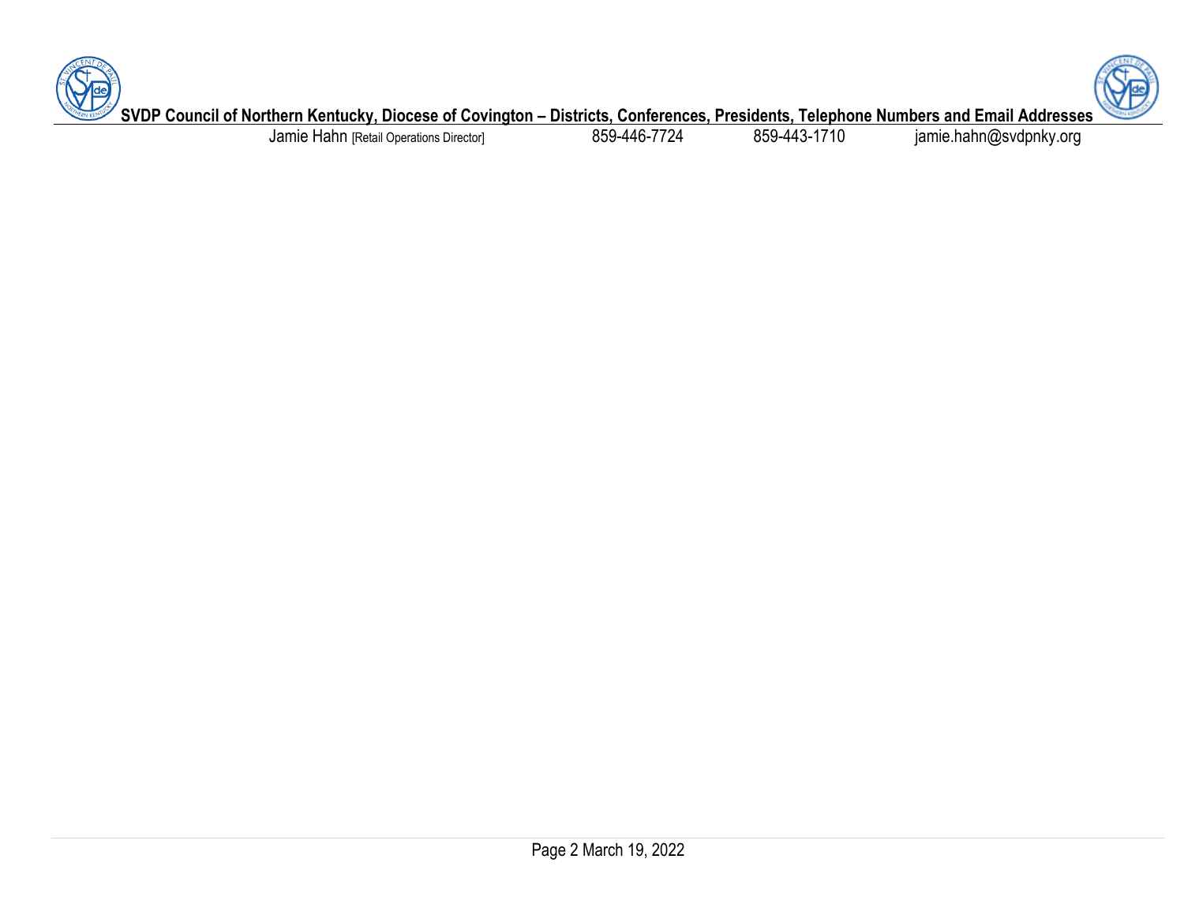| Jamie Hahn [Retail Operations Director] | 859-446-7724 | 859-443-1710 | jamie.hahn@svdpnky.org |
| --- | --- | --- | --- |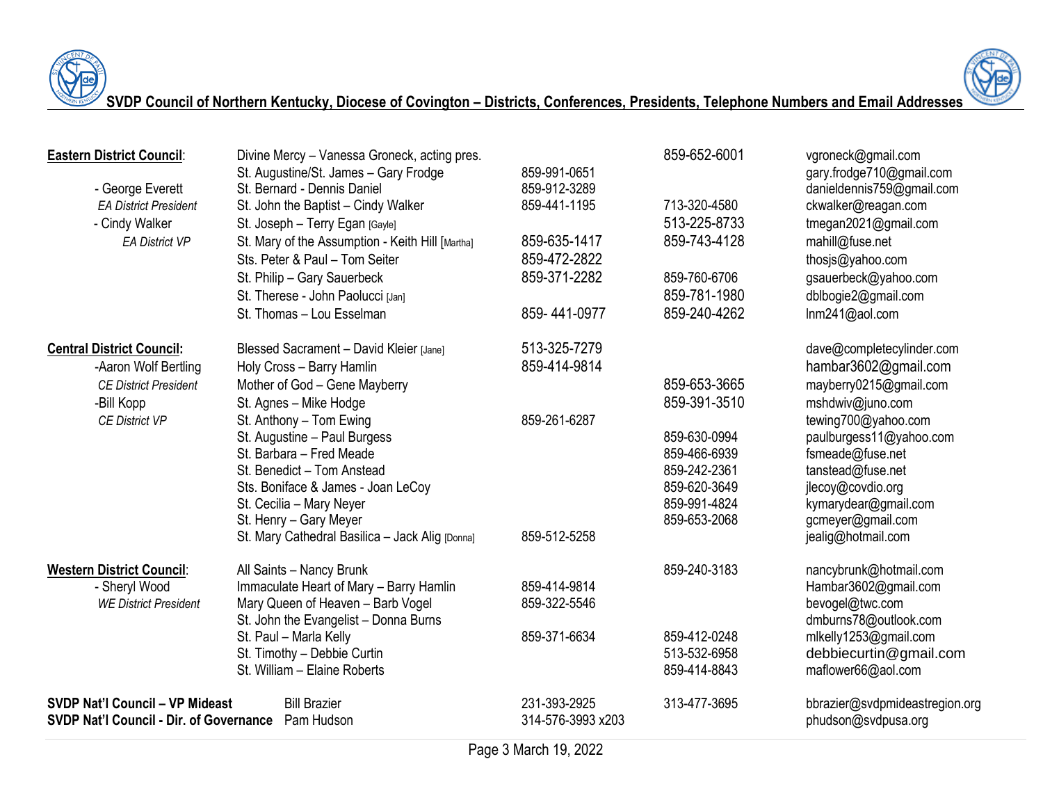## SVDP Council of Northern Kentucky, Diocese of Covington – Districts, Conferences, Presidents, Telephone Numbers and Email Addresses

| District | Conference – President | Phone 1 | Phone 2 | Email |
|---|---|---|---|---|
| **Eastern District Council**: | Divine Mercy – Vanessa Groneck, acting pres. | | 859-652-6001 | vgroneck@gmail.com |
| | St. Augustine/St. James – Gary Frodge | 859-991-0651 | | gary.frodge710@gmail.com |
| - George Everett | St. Bernard - Dennis Daniel | 859-912-3289 | | danieldennis759@gmail.com |
| *EA District President* | St. John the Baptist – Cindy Walker | 859-441-1195 | 713-320-4580 | ckwalker@reagan.com |
| - Cindy Walker | St. Joseph – Terry Egan [Gayle] | | 513-225-8733 | tmegan2021@gmail.com |
| *EA District VP* | St. Mary of the Assumption - Keith Hill [Martha] | 859-635-1417 | 859-743-4128 | mahill@fuse.net |
| | Sts. Peter & Paul – Tom Seiter | 859-472-2822 | | thosjs@yahoo.com |
| | St. Philip – Gary Sauerbeck | 859-371-2282 | 859-760-6706 | gsauerbeck@yahoo.com |
| | St. Therese - John Paolucci [Jan] | | 859-781-1980 | dblbogie2@gmail.com |
| | St. Thomas – Lou Esselman | 859- 441-0977 | 859-240-4262 | lnm241@aol.com |
| **Central District Council**: | Blessed Sacrament – David Kleier [Jane] | 513-325-7279 | | dave@completecylinder.com |
| -Aaron Wolf Bertling | Holy Cross – Barry Hamlin | 859-414-9814 | | hambar3602@gmail.com |
| *CE District President* | Mother of God – Gene Mayberry | | 859-653-3665 | mayberry0215@gmail.com |
| -Bill Kopp | St. Agnes – Mike Hodge | | 859-391-3510 | mshdwiv@juno.com |
| *CE District VP* | St. Anthony – Tom Ewing | 859-261-6287 | | tewing700@yahoo.com |
| | St. Augustine – Paul Burgess | | 859-630-0994 | paulburgess11@yahoo.com |
| | St. Barbara – Fred Meade | | 859-466-6939 | fsmeade@fuse.net |
| | St. Benedict – Tom Anstead | | 859-242-2361 | tanstead@fuse.net |
| | Sts. Boniface & James - Joan LeCoy | | 859-620-3649 | jlecoy@covdio.org |
| | St. Cecilia – Mary Neyer | | 859-991-4824 | kymarydear@gmail.com |
| | St. Henry – Gary Meyer | | 859-653-2068 | gcmeyer@gmail.com |
| | St. Mary Cathedral Basilica – Jack Alig [Donna] | 859-512-5258 | | jealig@hotmail.com |
| **Western District Council**: | All Saints – Nancy Brunk | | 859-240-3183 | nancybrunk@hotmail.com |
| - Sheryl Wood | Immaculate Heart of Mary – Barry Hamlin | 859-414-9814 | | Hambar3602@gmail.com |
| *WE District President* | Mary Queen of Heaven – Barb Vogel | 859-322-5546 | | bevogel@twc.com |
| | St. John the Evangelist – Donna Burns | | | dmburns78@outlook.com |
| | St. Paul – Marla Kelly | 859-371-6634 | 859-412-0248 | mlkelly1253@gmail.com |
| | St. Timothy – Debbie Curtin | | 513-532-6958 | debbiecurtin@gmail.com |
| | St. William – Elaine Roberts | | 859-414-8843 | maflower66@aol.com |
| **SVDP Nat'l Council – VP Mideast** | Bill Brazier | 231-393-2925 | 313-477-3695 | bbrazier@svdpmideastregion.org |
| **SVDP Nat'l Council - Dir. of Governance** | Pam Hudson | 314-576-3993 x203 | | phudson@svdpusa.org |

March 19, 2022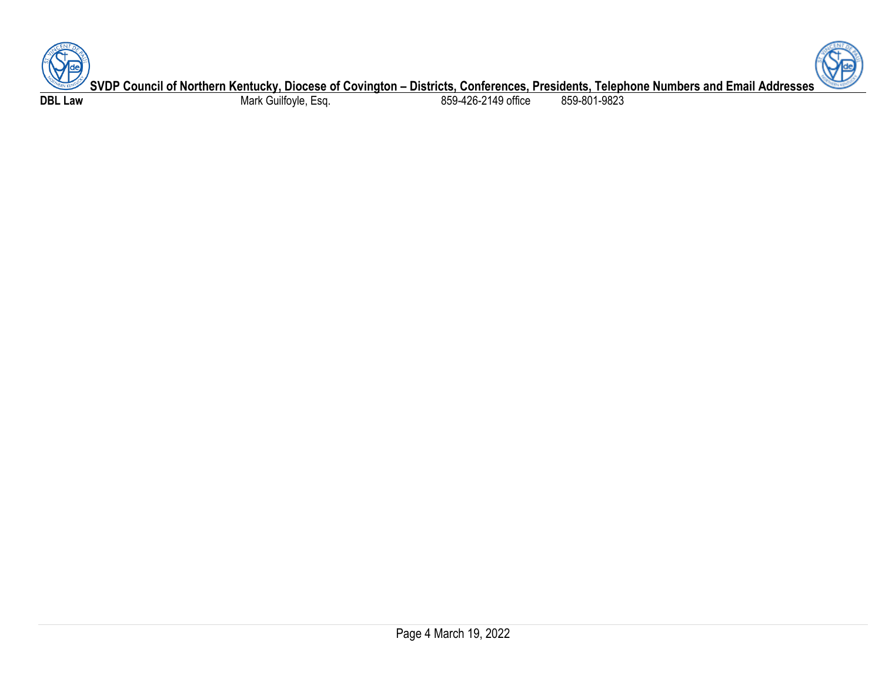| | | | |
|---|---|---|---|
| **DBL Law** | Mark Guilfoyle, Esq. | 859-426-2149 office | 859-801-9823 |